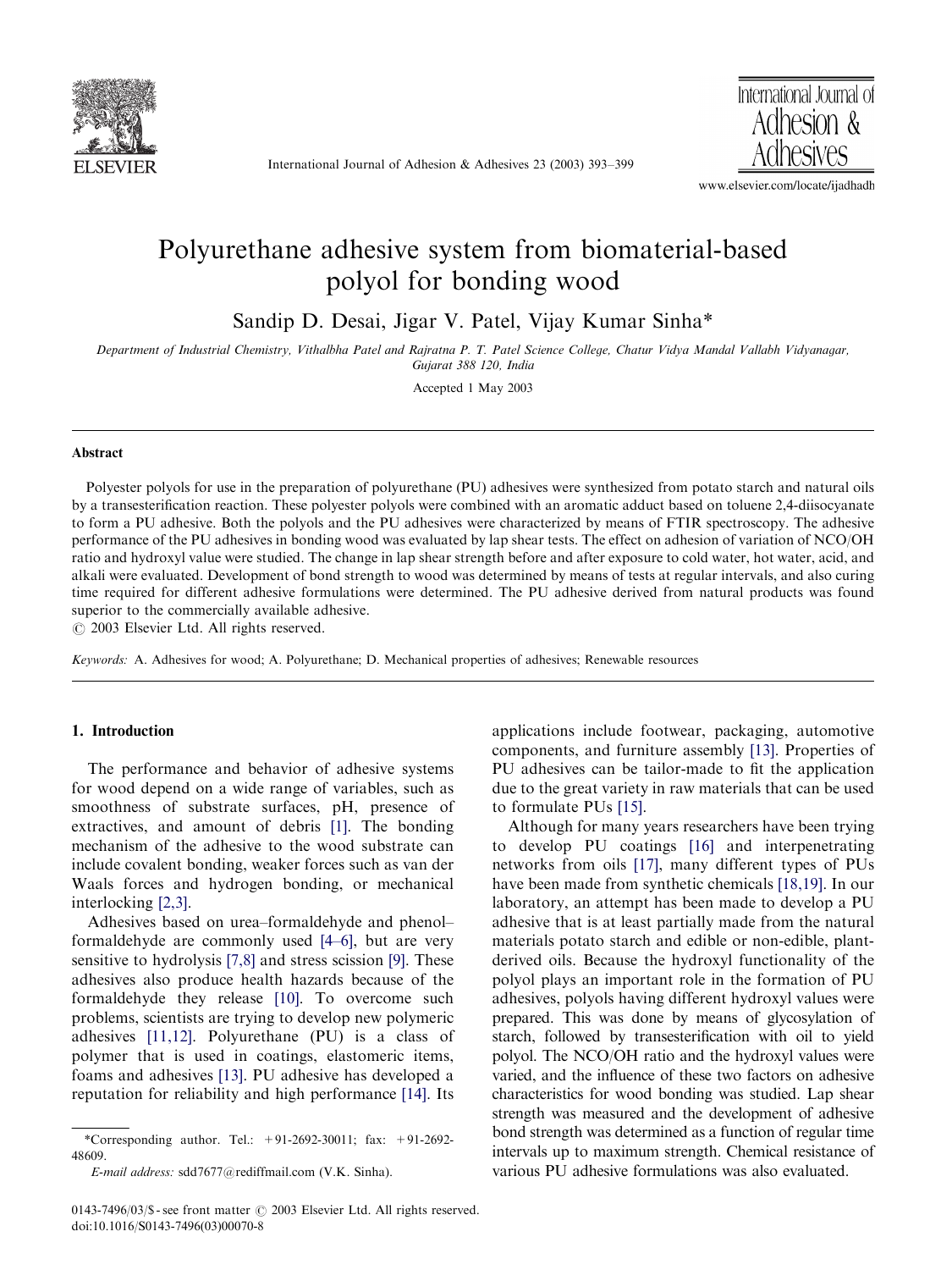# Polyurethane adhesive system from biomaterial-based polyol for bonding wood

Sandip D. Desai, Jigar V. Patel, Vijay Kumar Sinha*

*Department of Industrial Chemistry, Vithalbha Patel and Rajratna P. T. Patel Science College, Chatur Vidya Mandal Vallabh Vidyanagar, Gujarat 388 120, India*

Accepted 1 May 2003

## Abstract

Polyester polyols for use in the preparation of polyurethane (PU) adhesives were synthesized from potato starch and natural oils by a transesterification reaction. These polyester polyols were combined with an aromatic adduct based on toluene 2,4-diisocyanate to form a PU adhesive. Both the polyols and the PU adhesives were characterized by means of FTIR spectroscopy. The adhesive performance of the PU adhesives in bonding wood was evaluated by lap shear tests. The effect on adhesion of variation of NCO/OH ratio and hydroxyl value were studied. The change in lap shear strength before and after exposure to cold water, hot water, acid, and alkali were evaluated. Development of bond strength to wood was determined by means of tests at regular intervals, and also curing time required for different adhesive formulations were determined. The PU adhesive derived from natural products was found superior to the commercially available adhesive.

© 2003 Elsevier Ltd. All rights reserved.

*Keywords:* A. Adhesives for wood; A. Polyurethane; D. Mechanical properties of adhesives; Renewable resources

## 1. Introduction

The performance and behavior of adhesive systems for wood depend on a wide range of variables, such as smoothness of substrate surfaces, pH, presence of extractives, and amount of debris [1]. The bonding mechanism of the adhesive to the wood substrate can include covalent bonding, weaker forces such as van der Waals forces and hydrogen bonding, or mechanical interlocking [2,3].

Adhesives based on urea–formaldehyde and phenol–formaldehyde are commonly used [4–6], but are very sensitive to hydrolysis [7,8] and stress scission [9]. These adhesives also produce health hazards because of the formaldehyde they release [10]. To overcome such problems, scientists are trying to develop new polymeric adhesives [11,12]. Polyurethane (PU) is a class of polymer that is used in coatings, elastomeric items, foams and adhesives [13]. PU adhesive has developed a reputation for reliability and high performance [14]. Its applications include footwear, packaging, automotive components, and furniture assembly [13]. Properties of PU adhesives can be tailor-made to fit the application due to the great variety in raw materials that can be used to formulate PUs [15].

Although for many years researchers have been trying to develop PU coatings [16] and interpenetrating networks from oils [17], many different types of PUs have been made from synthetic chemicals [18,19]. In our laboratory, an attempt has been made to develop a PU adhesive that is at least partially made from the natural materials potato starch and edible or non-edible, plant-derived oils. Because the hydroxyl functionality of the polyol plays an important role in the formation of PU adhesives, polyols having different hydroxyl values were prepared. This was done by means of glycosylation of starch, followed by transesterification with oil to yield polyol. The NCO/OH ratio and the hydroxyl values were varied, and the influence of these two factors on adhesive characteristics for wood bonding was studied. Lap shear strength was measured and the development of adhesive bond strength was determined as a function of regular time intervals up to maximum strength. Chemical resistance of various PU adhesive formulations was also evaluated.

*Corresponding author. Tel.: +91-2692-30011; fax: +91-2692-48609.

*E-mail address:* sdd7677@rediffmail.com (V.K. Sinha).

0143-7496/03/$ - see front matter © 2003 Elsevier Ltd. All rights reserved.
doi:10.1016/S0143-7496(03)00070-8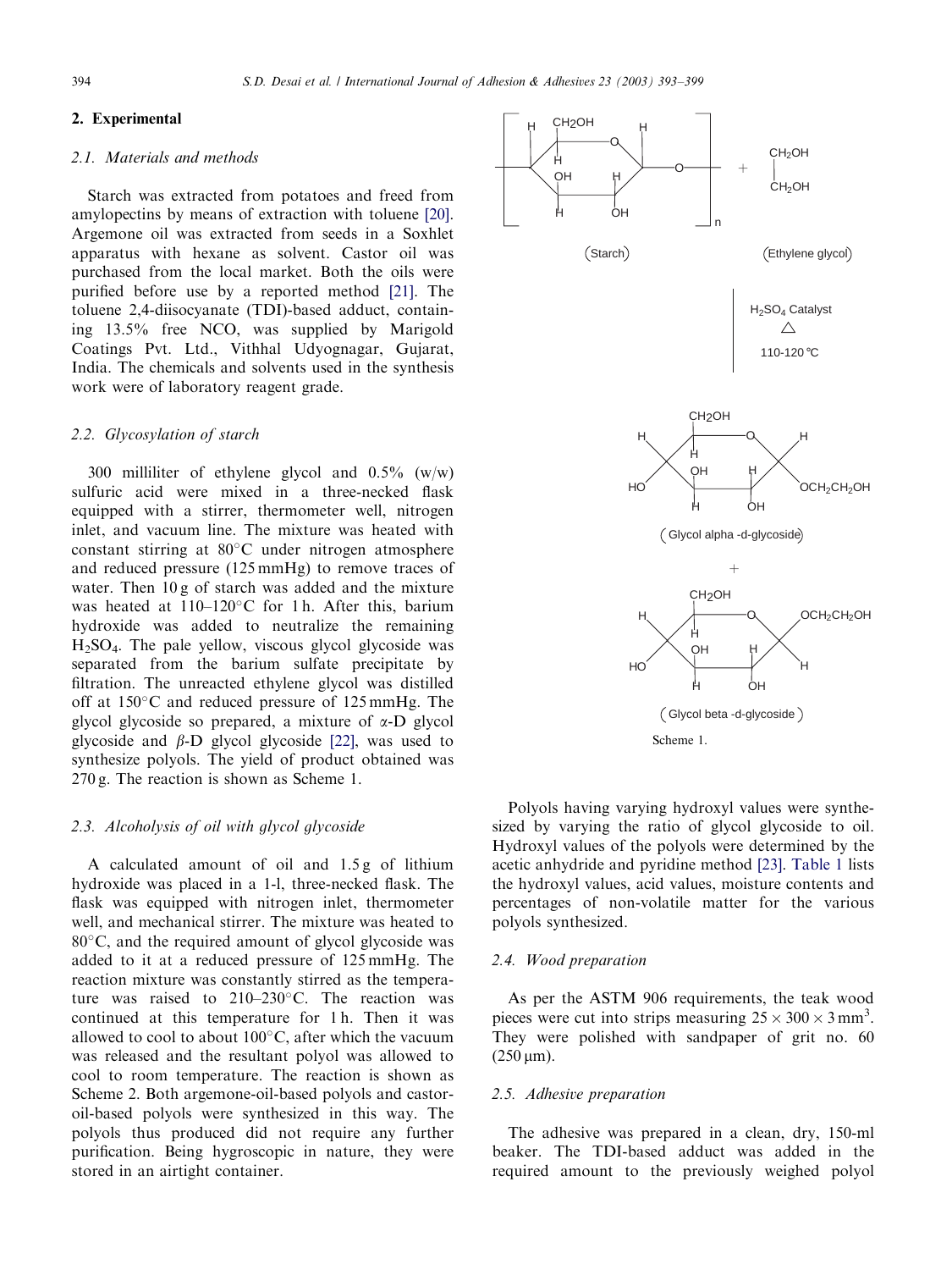## 2. Experimental

### 2.1. Materials and methods

Starch was extracted from potatoes and freed from amylopectins by means of extraction with toluene [20]. Argemone oil was extracted from seeds in a Soxhlet apparatus with hexane as solvent. Castor oil was purchased from the local market. Both the oils were purified before use by a reported method [21]. The toluene 2,4-diisocyanate (TDI)-based adduct, containing 13.5% free NCO, was supplied by Marigold Coatings Pvt. Ltd., Vithhal Udyognagar, Gujarat, India. The chemicals and solvents used in the synthesis work were of laboratory reagent grade.

### 2.2. Glycosylation of starch

300 milliliter of ethylene glycol and 0.5% (w/w) sulfuric acid were mixed in a three-necked flask equipped with a stirrer, thermometer well, nitrogen inlet, and vacuum line. The mixture was heated with constant stirring at 80°C under nitrogen atmosphere and reduced pressure (125 mmHg) to remove traces of water. Then 10 g of starch was added and the mixture was heated at 110–120°C for 1 h. After this, barium hydroxide was added to neutralize the remaining $H_2SO_4$. The pale yellow, viscous glycol glycoside was separated from the barium sulfate precipitate by filtration. The unreacted ethylene glycol was distilled off at 150°C and reduced pressure of 125 mmHg. The glycol glycoside so prepared, a mixture of α-D glycol glycoside and β-D glycol glycoside [22], was used to synthesize polyols. The yield of product obtained was 270 g. The reaction is shown as Scheme 1.

Scheme 1.

### 2.3. Alcoholysis of oil with glycol glycoside

A calculated amount of oil and 1.5 g of lithium hydroxide was placed in a 1-l, three-necked flask. The flask was equipped with nitrogen inlet, thermometer well, and mechanical stirrer. The mixture was heated to 80°C, and the required amount of glycol glycoside was added to it at a reduced pressure of 125 mmHg. The reaction mixture was constantly stirred as the temperature was raised to 210–230°C. The reaction was continued at this temperature for 1 h. Then it was allowed to cool to about 100°C, after which the vacuum was released and the resultant polyol was allowed to cool to room temperature. The reaction is shown as Scheme 2. Both argemone-oil-based polyols and castor-oil-based polyols were synthesized in this way. The polyols thus produced did not require any further purification. Being hygroscopic in nature, they were stored in an airtight container.

Polyols having varying hydroxyl values were synthesized by varying the ratio of glycol glycoside to oil. Hydroxyl values of the polyols were determined by the acetic anhydride and pyridine method [23]. Table 1 lists the hydroxyl values, acid values, moisture contents and percentages of non-volatile matter for the various polyols synthesized.

### 2.4. Wood preparation

As per the ASTM 906 requirements, the teak wood pieces were cut into strips measuring $25 \times 300 \times 3\,\text{mm}^3$. They were polished with sandpaper of grit no. 60 (250 μm).

### 2.5. Adhesive preparation

The adhesive was prepared in a clean, dry, 150-ml beaker. The TDI-based adduct was added in the required amount to the previously weighed polyol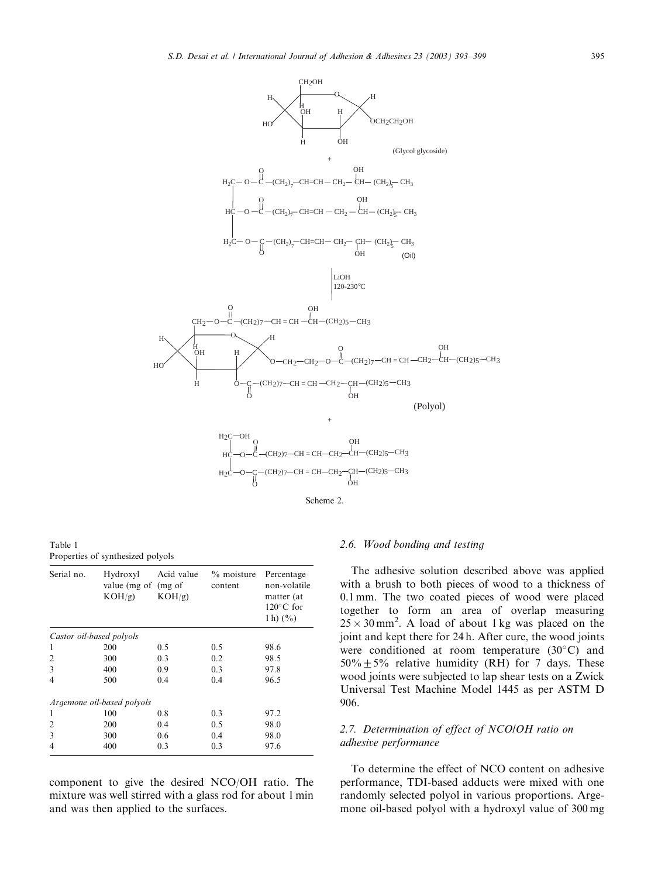(Glycol glycoside)

+

(Oil)

LiOH
120–230°C

(Polyol)

+

Scheme 2.

Table 1
Properties of synthesized polyols

| Serial no. | Hydroxyl value (mg of KOH/g) | Acid value (mg of KOH/g) | % moisture content | Percentage non-volatile matter (at 120°C for 1 h) (%) |
|---|---|---|---|---|
| *Castor oil-based polyols* | | | | |
| 1 | 200 | 0.5 | 0.5 | 98.6 |
| 2 | 300 | 0.3 | 0.2 | 98.5 |
| 3 | 400 | 0.9 | 0.3 | 97.8 |
| 4 | 500 | 0.4 | 0.4 | 96.5 |
| *Argemone oil-based polyols* | | | | |
| 1 | 100 | 0.8 | 0.3 | 97.2 |
| 2 | 200 | 0.4 | 0.5 | 98.0 |
| 3 | 300 | 0.6 | 0.4 | 98.0 |
| 4 | 400 | 0.3 | 0.3 | 97.6 |

component to give the desired NCO/OH ratio. The mixture was well stirred with a glass rod for about 1 min and was then applied to the surfaces.

### 2.6. Wood bonding and testing

The adhesive solution described above was applied with a brush to both pieces of wood to a thickness of 0.1 mm. The two coated pieces of wood were placed together to form an area of overlap measuring $25 \times 30\,\text{mm}^2$. A load of about 1 kg was placed on the joint and kept there for 24 h. After cure, the wood joints were conditioned at room temperature (30°C) and $50\% \pm 5\%$ relative humidity (RH) for 7 days. These wood joints were subjected to lap shear tests on a Zwick Universal Test Machine Model 1445 as per ASTM D 906.

### 2.7. Determination of effect of NCO/OH ratio on adhesive performance

To determine the effect of NCO content on adhesive performance, TDI-based adducts were mixed with one randomly selected polyol in various proportions. Argemone oil-based polyol with a hydroxyl value of 300 mg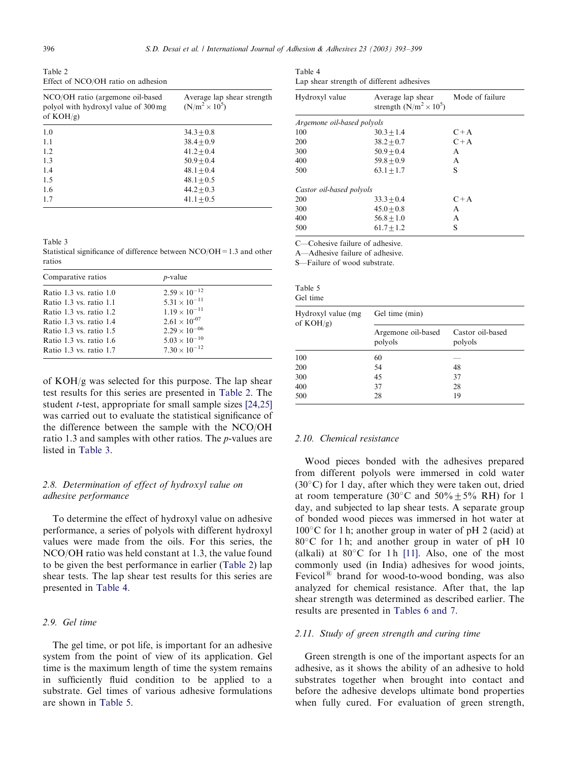Table 2
Effect of NCO/OH ratio on adhesion

| NCO/OH ratio (argemone oil-based polyol with hydroxyl value of 300 mg of KOH/g) | Average lap shear strength ($N/m^2 \times 10^5$) |
|---|---|
| 1.0 | $34.3 \pm 0.8$ |
| 1.1 | $38.4 \pm 0.9$ |
| 1.2 | $41.2 \pm 0.4$ |
| 1.3 | $50.9 \pm 0.4$ |
| 1.4 | $48.1 \pm 0.4$ |
| 1.5 | $48.1 \pm 0.5$ |
| 1.6 | $44.2 \pm 0.3$ |
| 1.7 | $41.1 \pm 0.5$ |

Table 3
Statistical significance of difference between NCO/OH = 1.3 and other ratios

| Comparative ratios | *p*-value |
|---|---|
| Ratio 1.3 vs. ratio 1.0 | $2.59 \times 10^{-12}$ |
| Ratio 1.3 vs. ratio 1.1 | $5.31 \times 10^{-11}$ |
| Ratio 1.3 vs. ratio 1.2 | $1.19 \times 10^{-11}$ |
| Ratio 1.3 vs. ratio 1.4 | $2.61 \times 10^{-07}$ |
| Ratio 1.3 vs. ratio 1.5 | $2.29 \times 10^{-06}$ |
| Ratio 1.3 vs. ratio 1.6 | $5.03 \times 10^{-10}$ |
| Ratio 1.3 vs. ratio 1.7 | $7.30 \times 10^{-12}$ |

of KOH/g was selected for this purpose. The lap shear test results for this series are presented in Table 2. The student *t*-test, appropriate for small sample sizes [24,25] was carried out to evaluate the statistical significance of the difference between the sample with the NCO/OH ratio 1.3 and samples with other ratios. The *p*-values are listed in Table 3.

### 2.8. Determination of effect of hydroxyl value on adhesive performance

To determine the effect of hydroxyl value on adhesive performance, a series of polyols with different hydroxyl values were made from the oils. For this series, the NCO/OH ratio was held constant at 1.3, the value found to be given the best performance in earlier (Table 2) lap shear tests. The lap shear test results for this series are presented in Table 4.

### 2.9. Gel time

The gel time, or pot life, is important for an adhesive system from the point of view of its application. Gel time is the maximum length of time the system remains in sufficiently fluid condition to be applied to a substrate. Gel times of various adhesive formulations are shown in Table 5.

Table 4
Lap shear strength of different adhesives

| Hydroxyl value | Average lap shear strength ($N/m^2 \times 10^5$) | Mode of failure |
|---|---|---|
| *Argemone oil-based polyols* | | |
| 100 | $30.3 \pm 1.4$ | C + A |
| 200 | $38.2 \pm 0.7$ | C + A |
| 300 | $50.9 \pm 0.4$ | A |
| 400 | $59.8 \pm 0.9$ | A |
| 500 | $63.1 \pm 1.7$ | S |
| *Castor oil-based polyols* | | |
| 200 | $33.3 \pm 0.4$ | C + A |
| 300 | $45.0 \pm 0.8$ | A |
| 400 | $56.8 \pm 1.0$ | A |
| 500 | $61.7 \pm 1.2$ | S |

C—Cohesive failure of adhesive.
A—Adhesive failure of adhesive.
S—Failure of wood substrate.

Table 5
Gel time

| Hydroxyl value (mg of KOH/g) | Gel time (min) | |
|---|---|---|
| | Argemone oil-based polyols | Castor oil-based polyols |
| 100 | 60 | — |
| 200 | 54 | 48 |
| 300 | 45 | 37 |
| 400 | 37 | 28 |
| 500 | 28 | 19 |

### 2.10. Chemical resistance

Wood pieces bonded with the adhesives prepared from different polyols were immersed in cold water (30°C) for 1 day, after which they were taken out, dried at room temperature (30°C and 50% ± 5% RH) for 1 day, and subjected to lap shear tests. A separate group of bonded wood pieces was immersed in hot water at 100°C for 1 h; another group in water of pH 2 (acid) at 80°C for 1 h; and another group in water of pH 10 (alkali) at 80°C for 1 h [11]. Also, one of the most commonly used (in India) adhesives for wood joints, Fevicol® brand for wood-to-wood bonding, was also analyzed for chemical resistance. After that, the lap shear strength was determined as described earlier. The results are presented in Tables 6 and 7.

### 2.11. Study of green strength and curing time

Green strength is one of the important aspects for an adhesive, as it shows the ability of an adhesive to hold substrates together when brought into contact and before the adhesive develops ultimate bond properties when fully cured. For evaluation of green strength,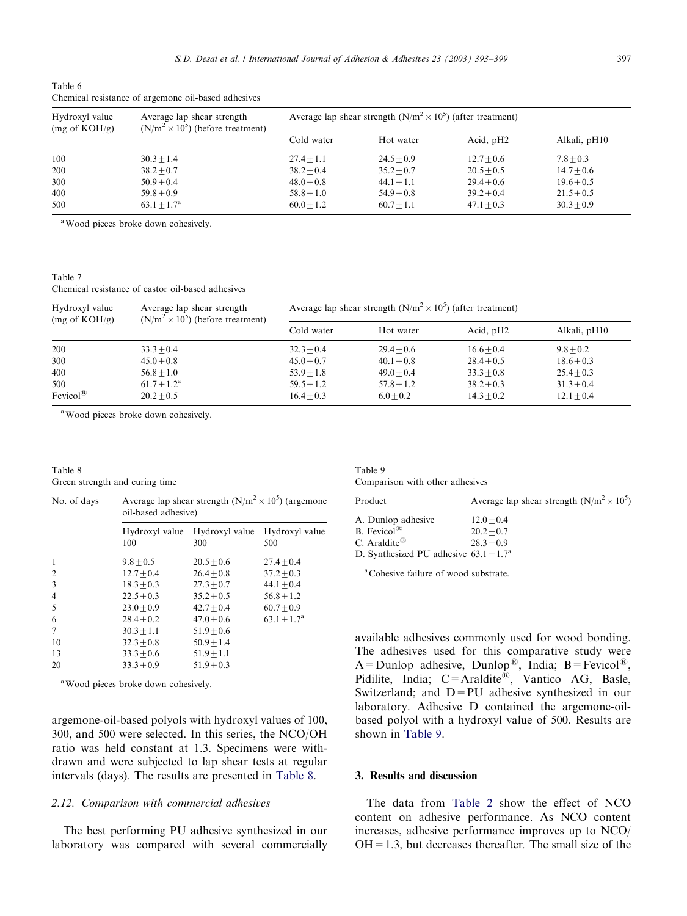Table 6
Chemical resistance of argemone oil-based adhesives

| Hydroxyl value (mg of KOH/g) | Average lap shear strength ($N/m^2 \times 10^5$) (before treatment) | Average lap shear strength ($N/m^2 \times 10^5$) (after treatment) | | | |
|---|---|---|---|---|---|
| | | Cold water | Hot water | Acid, pH2 | Alkali, pH10 |
| 100 | $30.3 \pm 1.4$ | $27.4 \pm 1.1$ | $24.5 \pm 0.9$ | $12.7 \pm 0.6$ | $7.8 \pm 0.3$ |
| 200 | $38.2 \pm 0.7$ | $38.2 \pm 0.4$ | $35.2 \pm 0.7$ | $20.5 \pm 0.5$ | $14.7 \pm 0.6$ |
| 300 | $50.9 \pm 0.4$ | $48.0 \pm 0.8$ | $44.1 \pm 1.1$ | $29.4 \pm 0.6$ | $19.6 \pm 0.5$ |
| 400 | $59.8 \pm 0.9$ | $58.8 \pm 1.0$ | $54.9 \pm 0.8$ | $39.2 \pm 0.4$ | $21.5 \pm 0.5$ |
| 500 | $63.1 \pm 1.7$[a] | $60.0 \pm 1.2$ | $60.7 \pm 1.1$ | $47.1 \pm 0.3$ | $30.3 \pm 0.9$ |

[a] Wood pieces broke down cohesively.

Table 7
Chemical resistance of castor oil-based adhesives

| Hydroxyl value (mg of KOH/g) | Average lap shear strength ($N/m^2 \times 10^5$) (before treatment) | Average lap shear strength ($N/m^2 \times 10^5$) (after treatment) | | | |
|---|---|---|---|---|---|
| | | Cold water | Hot water | Acid, pH2 | Alkali, pH10 |
| 200 | $33.3 \pm 0.4$ | $32.3 \pm 0.4$ | $29.4 \pm 0.6$ | $16.6 \pm 0.4$ | $9.8 \pm 0.2$ |
| 300 | $45.0 \pm 0.8$ | $45.0 \pm 0.7$ | $40.1 \pm 0.8$ | $28.4 \pm 0.5$ | $18.6 \pm 0.3$ |
| 400 | $56.8 \pm 1.0$ | $53.9 \pm 1.8$ | $49.0 \pm 0.4$ | $33.3 \pm 0.8$ | $25.4 \pm 0.3$ |
| 500 | $61.7 \pm 1.2$[a] | $59.5 \pm 1.2$ | $57.8 \pm 1.2$ | $38.2 \pm 0.3$ | $31.3 \pm 0.4$ |
| Fevicol® | $20.2 \pm 0.5$ | $16.4 \pm 0.3$ | $6.0 \pm 0.2$ | $14.3 \pm 0.2$ | $12.1 \pm 0.4$ |

[a] Wood pieces broke down cohesively.

Table 8
Green strength and curing time

| No. of days | Average lap shear strength ($N/m^2 \times 10^5$) (argemone oil-based adhesive) | | |
|---|---|---|---|
| | Hydroxyl value 100 | Hydroxyl value 300 | Hydroxyl value 500 |
| 1 | $9.8 \pm 0.5$ | $20.5 \pm 0.6$ | $27.4 \pm 0.4$ |
| 2 | $12.7 \pm 0.4$ | $26.4 \pm 0.8$ | $37.2 \pm 0.3$ |
| 3 | $18.3 \pm 0.3$ | $27.3 \pm 0.7$ | $44.1 \pm 0.4$ |
| 4 | $22.5 \pm 0.3$ | $35.2 \pm 0.5$ | $56.8 \pm 1.2$ |
| 5 | $23.0 \pm 0.9$ | $42.7 \pm 0.4$ | $60.7 \pm 0.9$ |
| 6 | $28.4 \pm 0.2$ | $47.0 \pm 0.6$ | $63.1 \pm 1.7$[a] |
| 7 | $30.3 \pm 1.1$ | $51.9 \pm 0.6$ | |
| 10 | $32.3 \pm 0.8$ | $50.9 \pm 1.4$ | |
| 13 | $33.3 \pm 0.6$ | $51.9 \pm 1.1$ | |
| 20 | $33.3 \pm 0.9$ | $51.9 \pm 0.3$ | |

[a] Wood pieces broke down cohesively.

argemone-oil-based polyols with hydroxyl values of 100, 300, and 500 were selected. In this series, the NCO/OH ratio was held constant at 1.3. Specimens were withdrawn and were subjected to lap shear tests at regular intervals (days). The results are presented in Table 8.

### *2.12. Comparison with commercial adhesives*

The best performing PU adhesive synthesized in our laboratory was compared with several commercially available adhesives commonly used for wood bonding. The adhesives used for this comparative study were A = Dunlop adhesive, Dunlop®, India; B = Fevicol®, Pidilite, India; C = Araldite®, Vantico AG, Basle, Switzerland; and D = PU adhesive synthesized in our laboratory. Adhesive D contained the argemone-oil-based polyol with a hydroxyl value of 500. Results are shown in Table 9.

Table 9
Comparison with other adhesives

| Product | Average lap shear strength ($N/m^2 \times 10^5$) |
|---|---|
| A. Dunlop adhesive | $12.0 \pm 0.4$ |
| B. Fevicol® | $20.2 \pm 0.7$ |
| C. Araldite® | $28.3 \pm 0.9$ |
| D. Synthesized PU adhesive | $63.1 \pm 1.7$[a] |

[a] Cohesive failure of wood substrate.

## 3. Results and discussion

The data from Table 2 show the effect of NCO content on adhesive performance. As NCO content increases, adhesive performance improves up to NCO/OH = 1.3, but decreases thereafter. The small size of the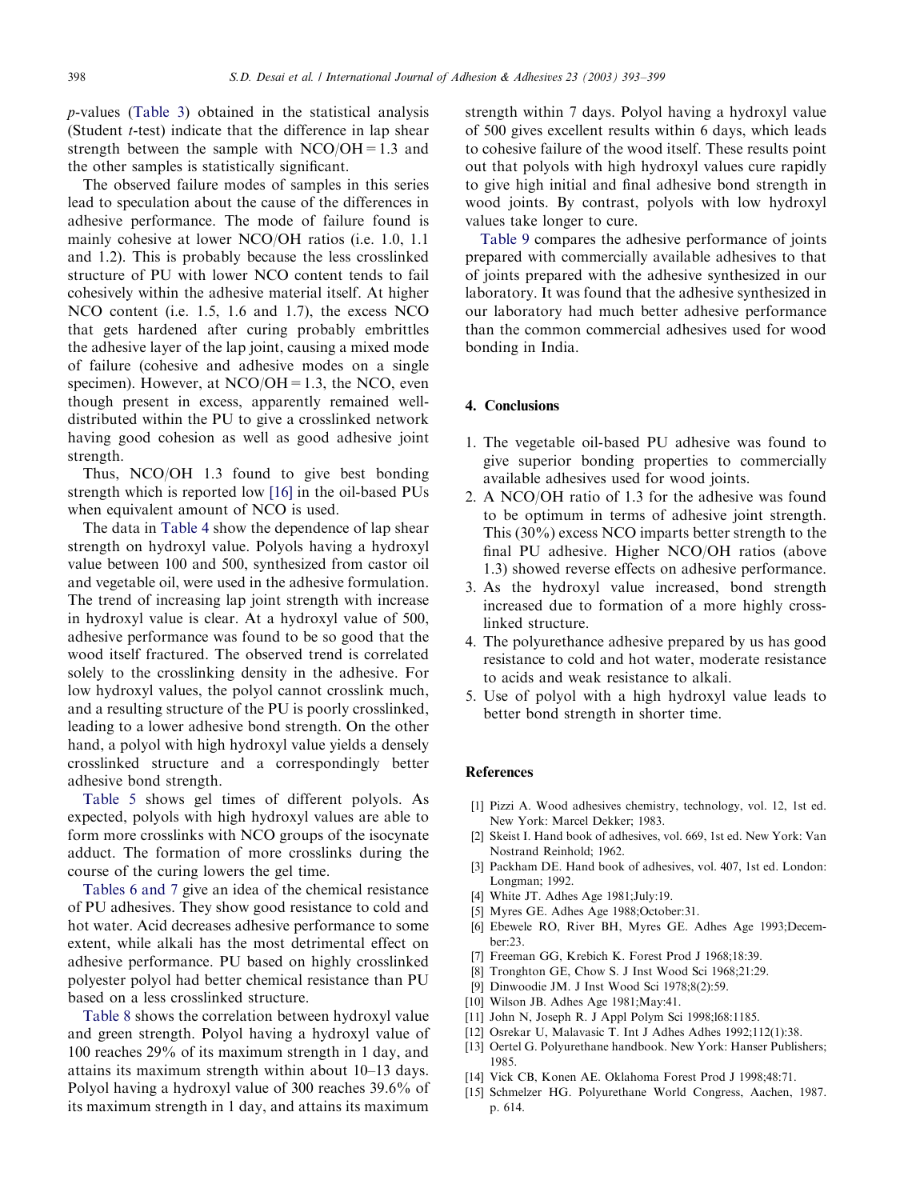*p*-values (Table 3) obtained in the statistical analysis (Student *t*-test) indicate that the difference in lap shear strength between the sample with NCO/OH = 1.3 and the other samples is statistically significant.

The observed failure modes of samples in this series lead to speculation about the cause of the differences in adhesive performance. The mode of failure found is mainly cohesive at lower NCO/OH ratios (i.e. 1.0, 1.1 and 1.2). This is probably because the less crosslinked structure of PU with lower NCO content tends to fail cohesively within the adhesive material itself. At higher NCO content (i.e. 1.5, 1.6 and 1.7), the excess NCO that gets hardened after curing probably embrittles the adhesive layer of the lap joint, causing a mixed mode of failure (cohesive and adhesive modes on a single specimen). However, at NCO/OH = 1.3, the NCO, even though present in excess, apparently remained well-distributed within the PU to give a crosslinked network having good cohesion as well as good adhesive joint strength.

Thus, NCO/OH 1.3 found to give best bonding strength which is reported low [16] in the oil-based PUs when equivalent amount of NCO is used.

The data in Table 4 show the dependence of lap shear strength on hydroxyl value. Polyols having a hydroxyl value between 100 and 500, synthesized from castor oil and vegetable oil, were used in the adhesive formulation. The trend of increasing lap joint strength with increase in hydroxyl value is clear. At a hydroxyl value of 500, adhesive performance was found to be so good that the wood itself fractured. The observed trend is correlated solely to the crosslinking density in the adhesive. For low hydroxyl values, the polyol cannot crosslink much, and a resulting structure of the PU is poorly crosslinked, leading to a lower adhesive bond strength. On the other hand, a polyol with high hydroxyl value yields a densely crosslinked structure and a correspondingly better adhesive bond strength.

Table 5 shows gel times of different polyols. As expected, polyols with high hydroxyl values are able to form more crosslinks with NCO groups of the isocynate adduct. The formation of more crosslinks during the course of the curing lowers the gel time.

Tables 6 and 7 give an idea of the chemical resistance of PU adhesives. They show good resistance to cold and hot water. Acid decreases adhesive performance to some extent, while alkali has the most detrimental effect on adhesive performance. PU based on highly crosslinked polyester polyol had better chemical resistance than PU based on a less crosslinked structure.

Table 8 shows the correlation between hydroxyl value and green strength. Polyol having a hydroxyl value of 100 reaches 29% of its maximum strength in 1 day, and attains its maximum strength within about 10–13 days. Polyol having a hydroxyl value of 300 reaches 39.6% of its maximum strength in 1 day, and attains its maximum strength within 7 days. Polyol having a hydroxyl value of 500 gives excellent results within 6 days, which leads to cohesive failure of the wood itself. These results point out that polyols with high hydroxyl values cure rapidly to give high initial and final adhesive bond strength in wood joints. By contrast, polyols with low hydroxyl values take longer to cure.

Table 9 compares the adhesive performance of joints prepared with commercially available adhesives to that of joints prepared with the adhesive synthesized in our laboratory. It was found that the adhesive synthesized in our laboratory had much better adhesive performance than the common commercial adhesives used for wood bonding in India.

## 4. Conclusions

1. The vegetable oil-based PU adhesive was found to give superior bonding properties to commercially available adhesives used for wood joints.
2. A NCO/OH ratio of 1.3 for the adhesive was found to be optimum in terms of adhesive joint strength. This (30%) excess NCO imparts better strength to the final PU adhesive. Higher NCO/OH ratios (above 1.3) showed reverse effects on adhesive performance.
3. As the hydroxyl value increased, bond strength increased due to formation of a more highly crosslinked structure.
4. The polyurethance adhesive prepared by us has good resistance to cold and hot water, moderate resistance to acids and weak resistance to alkali.
5. Use of polyol with a high hydroxyl value leads to better bond strength in shorter time.

## References

[1] Pizzi A. Wood adhesives chemistry, technology, vol. 12, 1st ed. New York: Marcel Dekker; 1983.
[2] Skeist I. Hand book of adhesives, vol. 669, 1st ed. New York: Van Nostrand Reinhold; 1962.
[3] Packham DE. Hand book of adhesives, vol. 407, 1st ed. London: Longman; 1992.
[4] White JT. Adhes Age 1981;July:19.
[5] Myres GE. Adhes Age 1988;October:31.
[6] Ebewele RO, River BH, Myres GE. Adhes Age 1993;December:23.
[7] Freeman GG, Krebich K. Forest Prod J 1968;18:39.
[8] Tronghton GE, Chow S. J Inst Wood Sci 1968;21:29.
[9] Dinwoodie JM. J Inst Wood Sci 1978;8(2):59.
[10] Wilson JB. Adhes Age 1981;May:41.
[11] John N, Joseph R. J Appl Polym Sci 1998;l68:1185.
[12] Osrekar U, Malavasic T. Int J Adhes Adhes 1992;112(1):38.
[13] Oertel G. Polyurethane handbook. New York: Hanser Publishers; 1985.
[14] Vick CB, Konen AE. Oklahoma Forest Prod J 1998;48:71.
[15] Schmelzer HG. Polyurethane World Congress, Aachen, 1987. p. 614.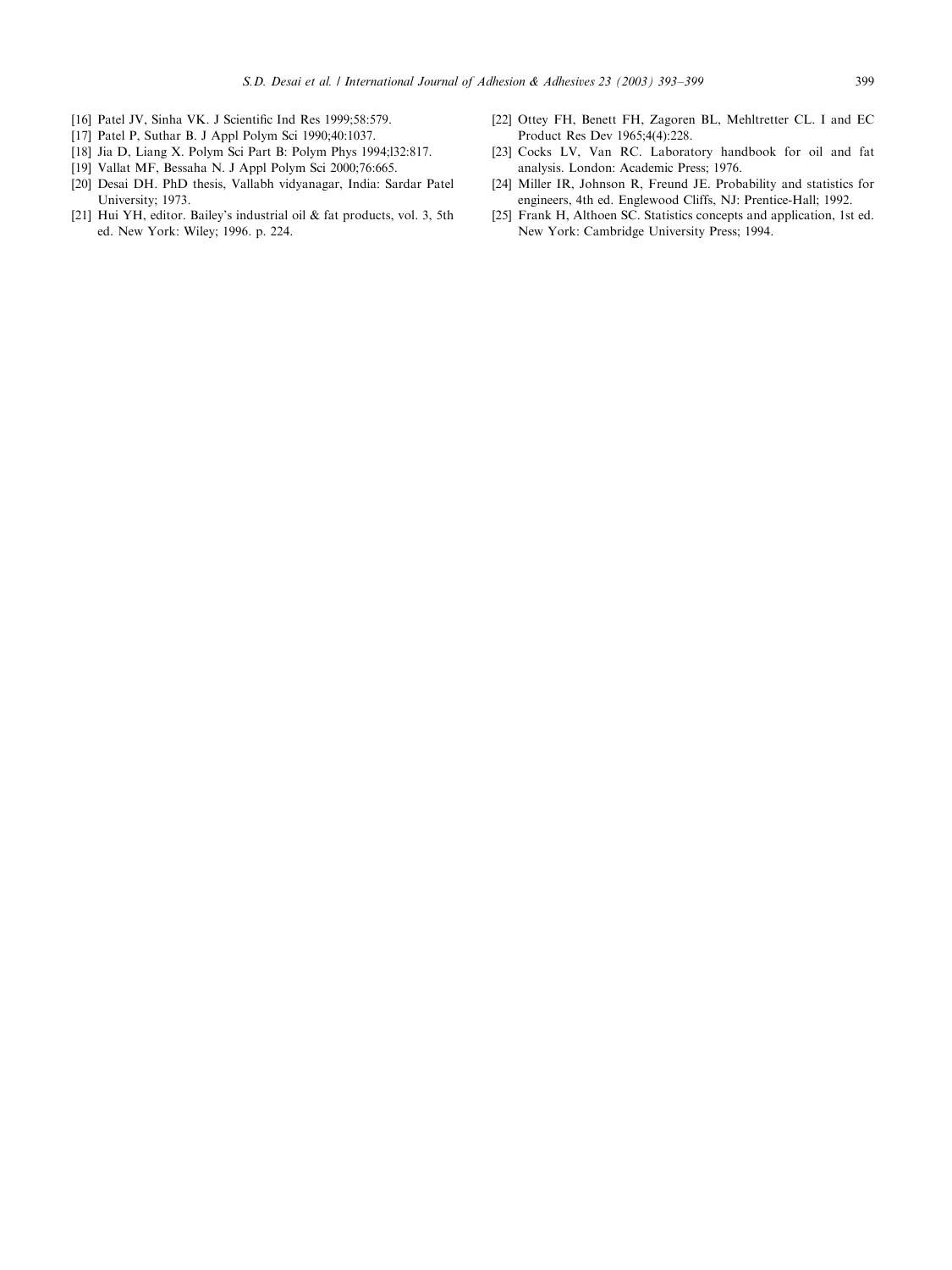[16] Patel JV, Sinha VK. J Scientific Ind Res 1999;58:579.

[17] Patel P, Suthar B. J Appl Polym Sci 1990;40:1037.

[18] Jia D, Liang X. Polym Sci Part B: Polym Phys 1994;l32:817.

[19] Vallat MF, Bessaha N. J Appl Polym Sci 2000;76:665.

[20] Desai DH. PhD thesis, Vallabh vidyanagar, India: Sardar Patel University; 1973.

[21] Hui YH, editor. Bailey's industrial oil & fat products, vol. 3, 5th ed. New York: Wiley; 1996. p. 224.

[22] Ottey FH, Benett FH, Zagoren BL, Mehltretter CL. I and EC Product Res Dev 1965;4(4):228.

[23] Cocks LV, Van RC. Laboratory handbook for oil and fat analysis. London: Academic Press; 1976.

[24] Miller IR, Johnson R, Freund JE. Probability and statistics for engineers, 4th ed. Englewood Cliffs, NJ: Prentice-Hall; 1992.

[25] Frank H, Althoen SC. Statistics concepts and application, 1st ed. New York: Cambridge University Press; 1994.